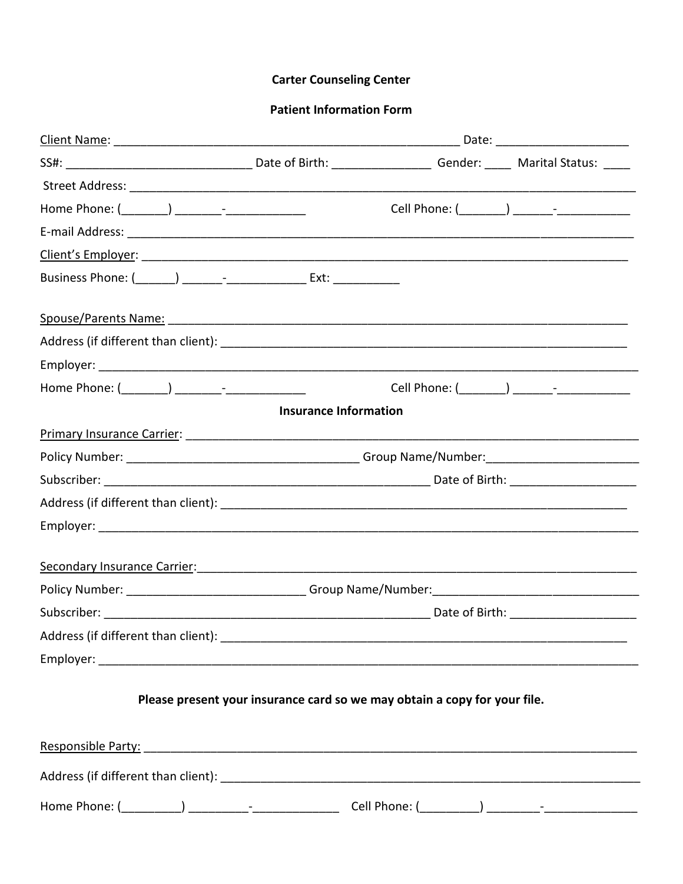**Carter Counseling Center**

**Patient Information Form**

Client Name: ______________________________________________________ Date: ____________________

SS#: ____________________________ Date of Birth: _______________ Gender: ____ Marital Status: ____

Street Address: _________________________________________________________________________________

Home Phone: (_______) _______-____________ Cell Phone: (_______) ______-___________

E-mail Address: _________________________________________________________________________________

Client's Employer: ___________________________________________________________________________

Business Phone: (______) ______-____________ Ext: __________

Spouse/Parents Name: ________________________________________________________________________

Address (if different than client): ____________________________________________________________

Employer: ______________________________________________________________________________________

Home Phone: (_______) _______-____________ Cell Phone: (_______) ______-___________

**Insurance Information**

Primary Insurance Carrier: ____________________________________________________________________

Policy Number: ____________________________________ Group Name/Number:________________________

Subscriber: ___________________________________________________ Date of Birth: ___________________

Address (if different than client): ____________________________________________________________

Employer: ______________________________________________________________________________________

Secondary Insurance Carrier:___________________________________________________________________

Policy Number: ___________________________ Group Name/Number:_______________________________

Subscriber: ___________________________________________________ Date of Birth: ___________________

Address (if different than client): ____________________________________________________________

Employer: ______________________________________________________________________________________

**Please present your insurance card so we may obtain a copy for your file.**

Responsible Party: ____________________________________________________________________________

Address (if different than client): ______________________________________________________________

Home Phone: (_________) _________-_____________ Cell Phone: (_________) ________-______________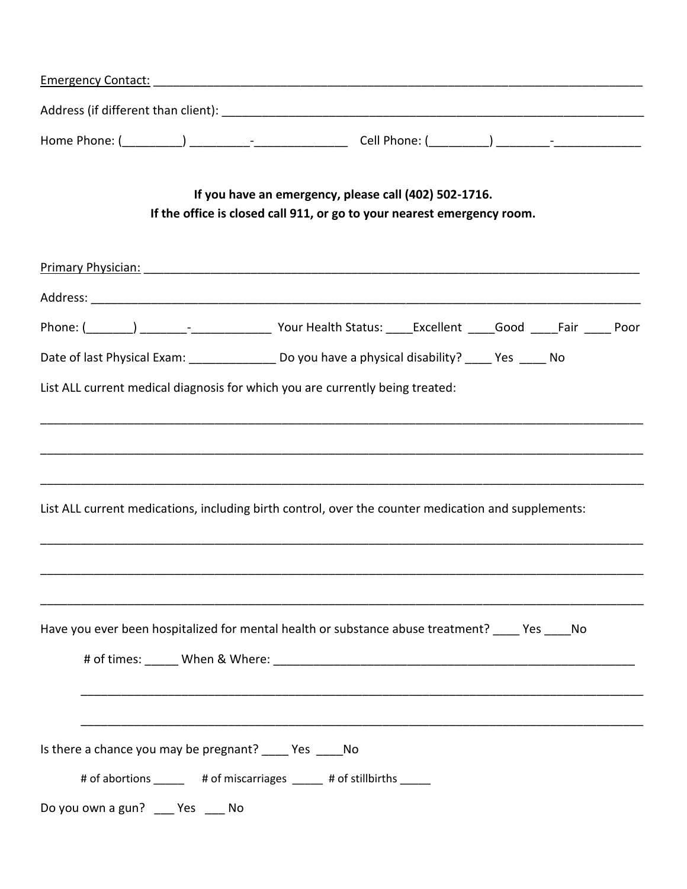Emergency Contact: ___________________________________________________________________________

Address (if different than client): _________________________________________________________________

Home Phone: (_________) _________-______________    Cell Phone: (_________) ________-_____________

**If you have an emergency, please call (402) 502-1716.**
**If the office is closed call 911, or go to your nearest emergency room.**

Primary Physician: ____________________________________________________________________________

Address: ___________________________________________________________________________________

Phone: (_______) _______-____________  Your Health Status: ____Excellent ____Good ____Fair ____ Poor

Date of last Physical Exam: _____________ Do you have a physical disability? ____ Yes ____ No

List ALL current medical diagnosis for which you are currently being treated:

_____________________________________________________________________________________________

_____________________________________________________________________________________________

_____________________________________________________________________________________________

List ALL current medications, including birth control, over the counter medication and supplements:

_____________________________________________________________________________________________

_____________________________________________________________________________________________

_____________________________________________________________________________________________

Have you ever been hospitalized for mental health or substance abuse treatment? ____ Yes ____No

# of times: _____ When & Where: ________________________________________________________

_____________________________________________________________________________________

_____________________________________________________________________________________

Is there a chance you may be pregnant? ____ Yes ____No

# of abortions _____    # of miscarriages _____  # of stillbirths _____

Do you own a gun? ___ Yes ___ No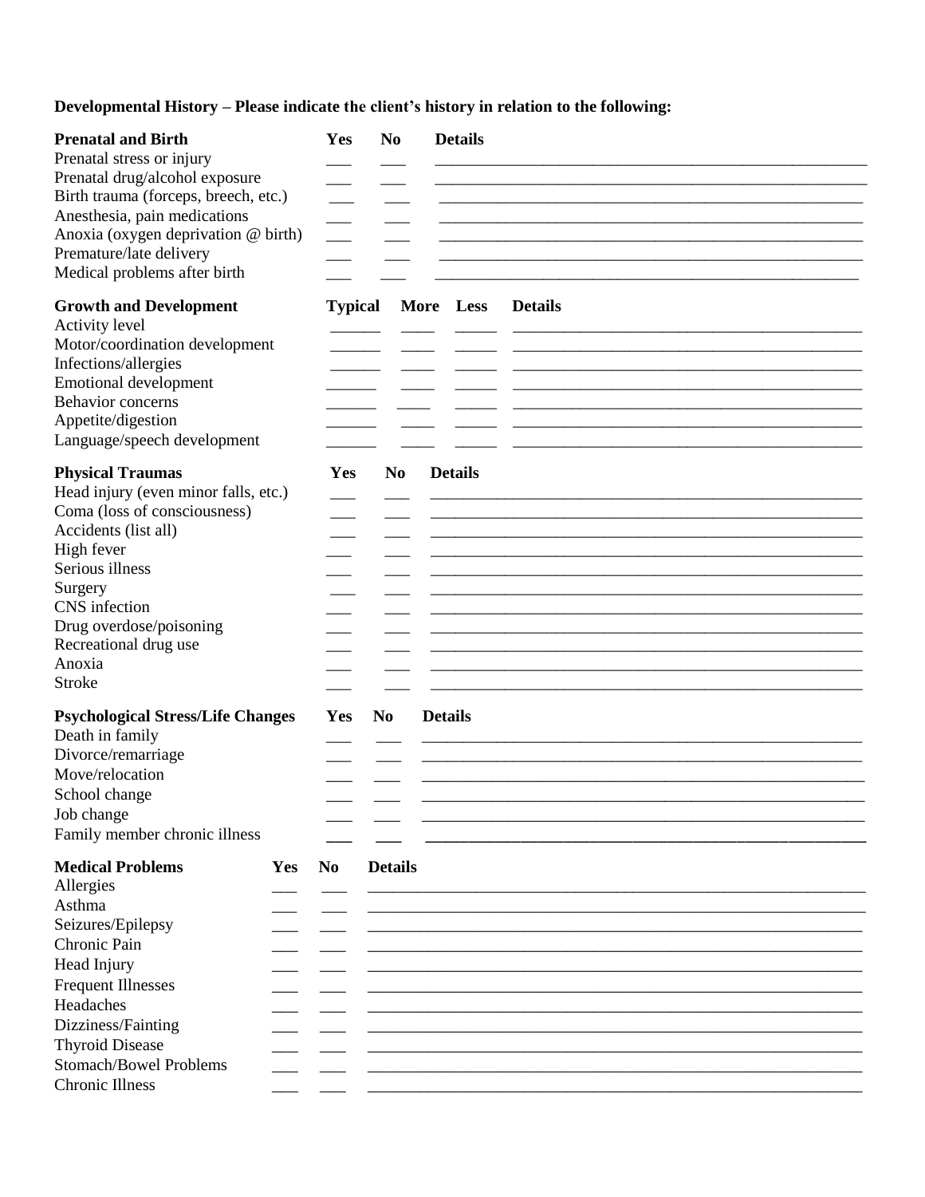**Developmental History – Please indicate the client's history in relation to the following:**

| **Prenatal and Birth** | **Yes** | **No** | **Details** |
|---|---|---|---|
| Prenatal stress or injury | ___ | ___ | ___ |
| Prenatal drug/alcohol exposure | ___ | ___ | ___ |
| Birth trauma (forceps, breech, etc.) | ___ | ___ | ___ |
| Anesthesia, pain medications | ___ | ___ | ___ |
| Anoxia (oxygen deprivation @ birth) | ___ | ___ | ___ |
| Premature/late delivery | ___ | ___ | ___ |
| Medical problems after birth | ___ | ___ | ___ |

| **Growth and Development** | **Typical** | **More** | **Less** | **Details** |
|---|---|---|---|---|
| Activity level | ___ | ___ | ___ | ___ |
| Motor/coordination development | ___ | ___ | ___ | ___ |
| Infections/allergies | ___ | ___ | ___ | ___ |
| Emotional development | ___ | ___ | ___ | ___ |
| Behavior concerns | ___ | ___ | ___ | ___ |
| Appetite/digestion | ___ | ___ | ___ | ___ |
| Language/speech development | ___ | ___ | ___ | ___ |

| **Physical Traumas** | **Yes** | **No** | **Details** |
|---|---|---|---|
| Head injury (even minor falls, etc.) | ___ | ___ | ___ |
| Coma (loss of consciousness) | ___ | ___ | ___ |
| Accidents (list all) | ___ | ___ | ___ |
| High fever | ___ | ___ | ___ |
| Serious illness | ___ | ___ | ___ |
| Surgery | ___ | ___ | ___ |
| CNS infection | ___ | ___ | ___ |
| Drug overdose/poisoning | ___ | ___ | ___ |
| Recreational drug use | ___ | ___ | ___ |
| Anoxia | ___ | ___ | ___ |
| Stroke | ___ | ___ | ___ |

| **Psychological Stress/Life Changes** | **Yes** | **No** | **Details** |
|---|---|---|---|
| Death in family | ___ | ___ | ___ |
| Divorce/remarriage | ___ | ___ | ___ |
| Move/relocation | ___ | ___ | ___ |
| School change | ___ | ___ | ___ |
| Job change | ___ | ___ | ___ |
| Family member chronic illness | ___ | ___ | ___ |

| **Medical Problems** | **Yes** | **No** | **Details** |
|---|---|---|---|
| Allergies | ___ | ___ | ___ |
| Asthma | ___ | ___ | ___ |
| Seizures/Epilepsy | ___ | ___ | ___ |
| Chronic Pain | ___ | ___ | ___ |
| Head Injury | ___ | ___ | ___ |
| Frequent Illnesses | ___ | ___ | ___ |
| Headaches | ___ | ___ | ___ |
| Dizziness/Fainting | ___ | ___ | ___ |
| Thyroid Disease | ___ | ___ | ___ |
| Stomach/Bowel Problems | ___ | ___ | ___ |
| Chronic Illness | ___ | ___ | ___ |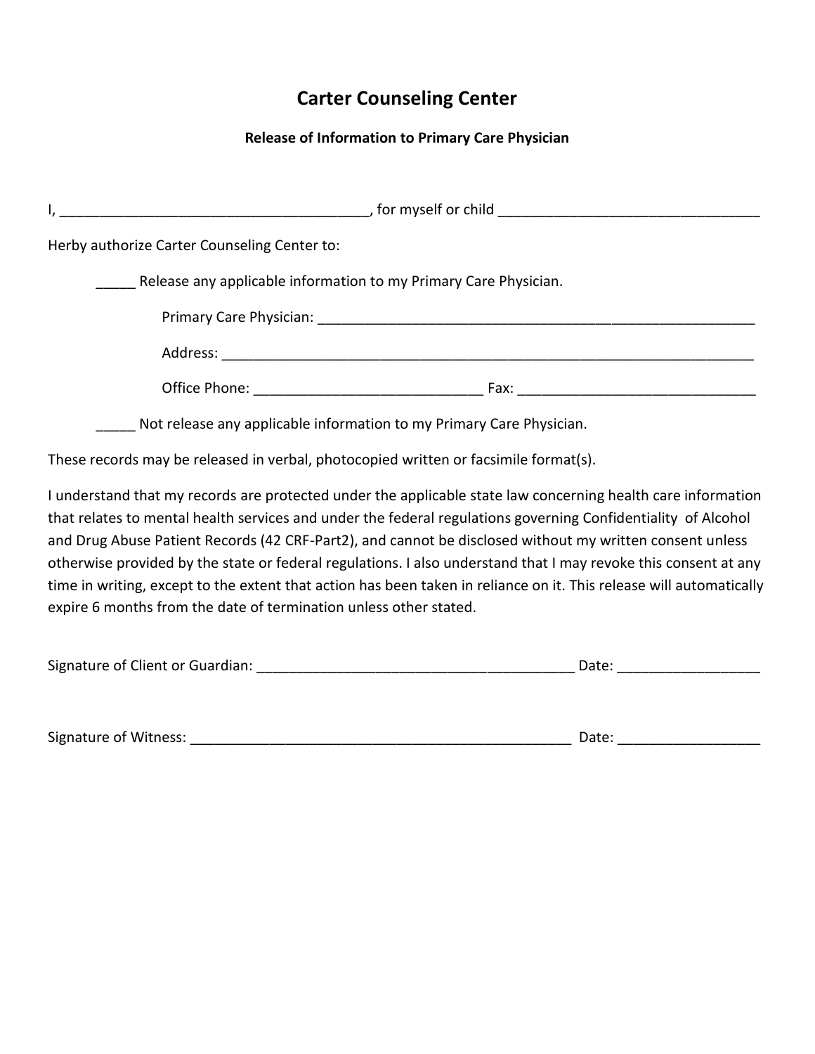# Carter Counseling Center

### Release of Information to Primary Care Physician

I, _______________________________________, for myself or child _________________________________

Herby authorize Carter Counseling Center to:

_____ Release any applicable information to my Primary Care Physician.

Primary Care Physician: _________________________________________________________

Address: _________________________________________________________________

Office Phone: ____________________________ Fax: ______________________________

_____ Not release any applicable information to my Primary Care Physician.

These records may be released in verbal, photocopied written or facsimile format(s).

I understand that my records are protected under the applicable state law concerning health care information that relates to mental health services and under the federal regulations governing Confidentiality of Alcohol and Drug Abuse Patient Records (42 CRF-Part2), and cannot be disclosed without my written consent unless otherwise provided by the state or federal regulations. I also understand that I may revoke this consent at any time in writing, except to the extent that action has been taken in reliance on it. This release will automatically expire 6 months from the date of termination unless other stated.

Signature of Client or Guardian: ________________________________________ Date: _________________

Signature of Witness: __________________________________________________ Date: _________________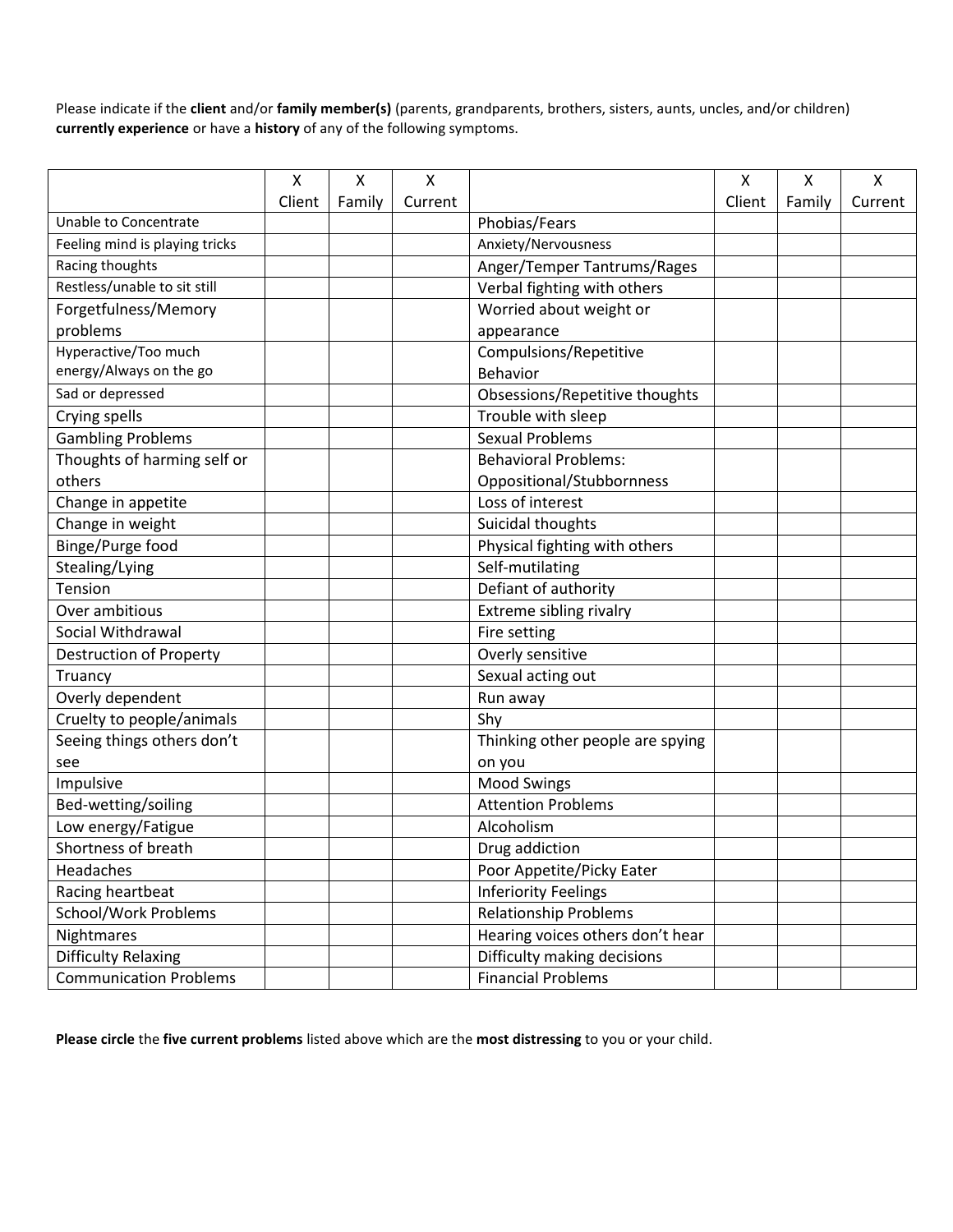Please indicate if the **client** and/or **family member(s)** (parents, grandparents, brothers, sisters, aunts, uncles, and/or children) **currently experience** or have a **history** of any of the following symptoms.

| | X Client | X Family | X Current | | X Client | X Family | X Current |
|---|---|---|---|---|---|---|---|
| Unable to Concentrate | | | | Phobias/Fears | | | |
| Feeling mind is playing tricks | | | | Anxiety/Nervousness | | | |
| Racing thoughts | | | | Anger/Temper Tantrums/Rages | | | |
| Restless/unable to sit still | | | | Verbal fighting with others | | | |
| Forgetfulness/Memory problems | | | | Worried about weight or appearance | | | |
| Hyperactive/Too much energy/Always on the go | | | | Compulsions/Repetitive Behavior | | | |
| Sad or depressed | | | | Obsessions/Repetitive thoughts | | | |
| Crying spells | | | | Trouble with sleep | | | |
| Gambling Problems | | | | Sexual Problems | | | |
| Thoughts of harming self or others | | | | Behavioral Problems: Oppositional/Stubbornness | | | |
| Change in appetite | | | | Loss of interest | | | |
| Change in weight | | | | Suicidal thoughts | | | |
| Binge/Purge food | | | | Physical fighting with others | | | |
| Stealing/Lying | | | | Self-mutilating | | | |
| Tension | | | | Defiant of authority | | | |
| Over ambitious | | | | Extreme sibling rivalry | | | |
| Social Withdrawal | | | | Fire setting | | | |
| Destruction of Property | | | | Overly sensitive | | | |
| Truancy | | | | Sexual acting out | | | |
| Overly dependent | | | | Run away | | | |
| Cruelty to people/animals | | | | Shy | | | |
| Seeing things others don't see | | | | Thinking other people are spying on you | | | |
| Impulsive | | | | Mood Swings | | | |
| Bed-wetting/soiling | | | | Attention Problems | | | |
| Low energy/Fatigue | | | | Alcoholism | | | |
| Shortness of breath | | | | Drug addiction | | | |
| Headaches | | | | Poor Appetite/Picky Eater | | | |
| Racing heartbeat | | | | Inferiority Feelings | | | |
| School/Work Problems | | | | Relationship Problems | | | |
| Nightmares | | | | Hearing voices others don't hear | | | |
| Difficulty Relaxing | | | | Difficulty making decisions | | | |
| Communication Problems | | | | Financial Problems | | | |

**Please circle** the **five current problems** listed above which are the **most distressing** to you or your child.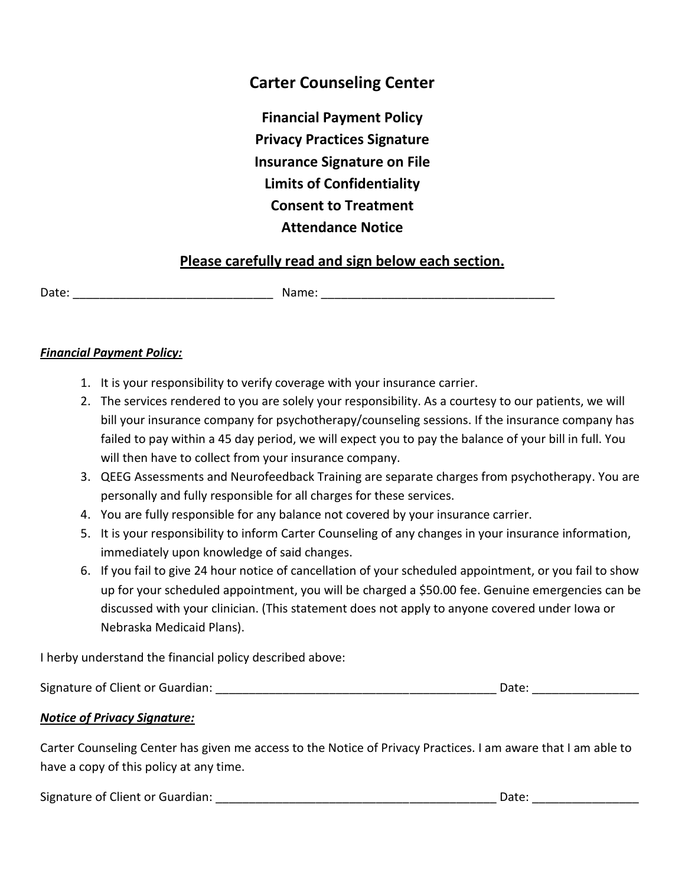# Carter Counseling Center

**Financial Payment Policy**
**Privacy Practices Signature**
**Insurance Signature on File**
**Limits of Confidentiality**
**Consent to Treatment**
**Attendance Notice**

**Please carefully read and sign below each section.**

Date: ______________________________ Name: ___________________________________

***Financial Payment Policy:***

1. It is your responsibility to verify coverage with your insurance carrier.
2. The services rendered to you are solely your responsibility. As a courtesy to our patients, we will bill your insurance company for psychotherapy/counseling sessions. If the insurance company has failed to pay within a 45 day period, we will expect you to pay the balance of your bill in full. You will then have to collect from your insurance company.
3. QEEG Assessments and Neurofeedback Training are separate charges from psychotherapy. You are personally and fully responsible for all charges for these services.
4. You are fully responsible for any balance not covered by your insurance carrier.
5. It is your responsibility to inform Carter Counseling of any changes in your insurance information, immediately upon knowledge of said changes.
6. If you fail to give 24 hour notice of cancellation of your scheduled appointment, or you fail to show up for your scheduled appointment, you will be charged a $50.00 fee. Genuine emergencies can be discussed with your clinician. (This statement does not apply to anyone covered under Iowa or Nebraska Medicaid Plans).

I herby understand the financial policy described above:

Signature of Client or Guardian: ___________________________________________ Date: ________________

***Notice of Privacy Signature:***

Carter Counseling Center has given me access to the Notice of Privacy Practices. I am aware that I am able to have a copy of this policy at any time.

Signature of Client or Guardian: ___________________________________________ Date: ________________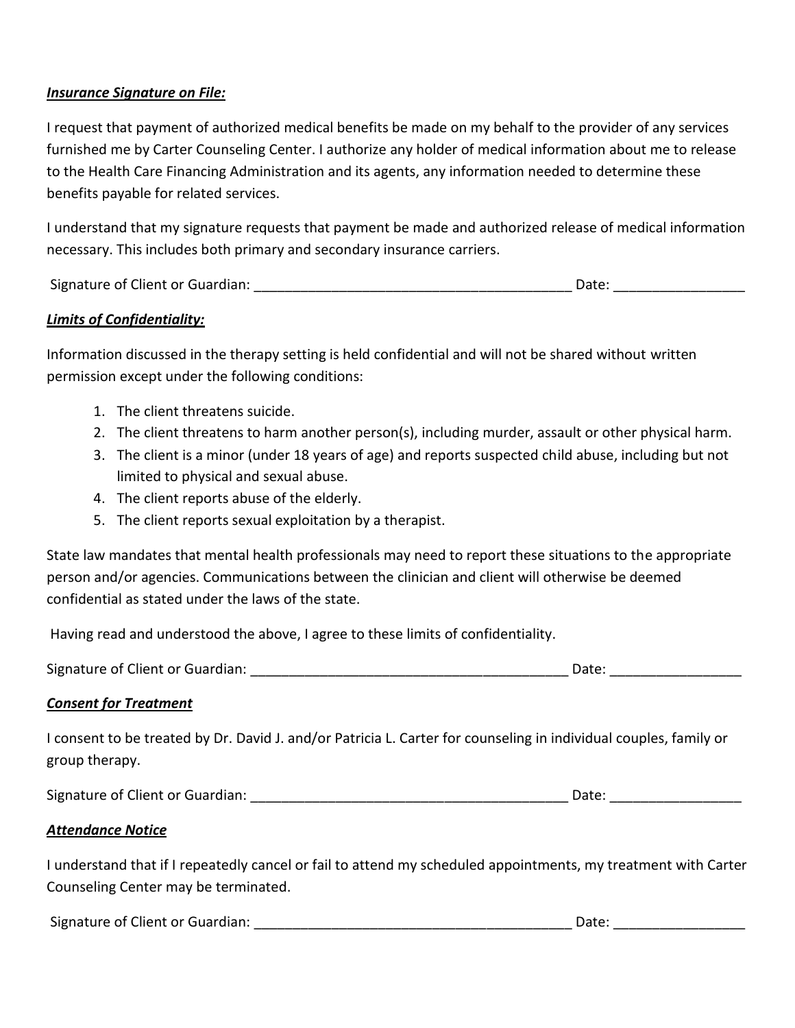***Insurance Signature on File:***

I request that payment of authorized medical benefits be made on my behalf to the provider of any services furnished me by Carter Counseling Center. I authorize any holder of medical information about me to release to the Health Care Financing Administration and its agents, any information needed to determine these benefits payable for related services.

I understand that my signature requests that payment be made and authorized release of medical information necessary. This includes both primary and secondary insurance carriers.

Signature of Client or Guardian: __________________________________________ Date: _________________

***Limits of Confidentiality:***

Information discussed in the therapy setting is held confidential and will not be shared without written permission except under the following conditions:

1. The client threatens suicide.
2. The client threatens to harm another person(s), including murder, assault or other physical harm.
3. The client is a minor (under 18 years of age) and reports suspected child abuse, including but not limited to physical and sexual abuse.
4. The client reports abuse of the elderly.
5. The client reports sexual exploitation by a therapist.

State law mandates that mental health professionals may need to report these situations to the appropriate person and/or agencies. Communications between the clinician and client will otherwise be deemed confidential as stated under the laws of the state.

Having read and understood the above, I agree to these limits of confidentiality.

Signature of Client or Guardian: __________________________________________ Date: _________________

***Consent for Treatment***

I consent to be treated by Dr. David J. and/or Patricia L. Carter for counseling in individual couples, family or group therapy.

Signature of Client or Guardian: __________________________________________ Date: _________________

***Attendance Notice***

I understand that if I repeatedly cancel or fail to attend my scheduled appointments, my treatment with Carter Counseling Center may be terminated.

Signature of Client or Guardian: __________________________________________ Date: _________________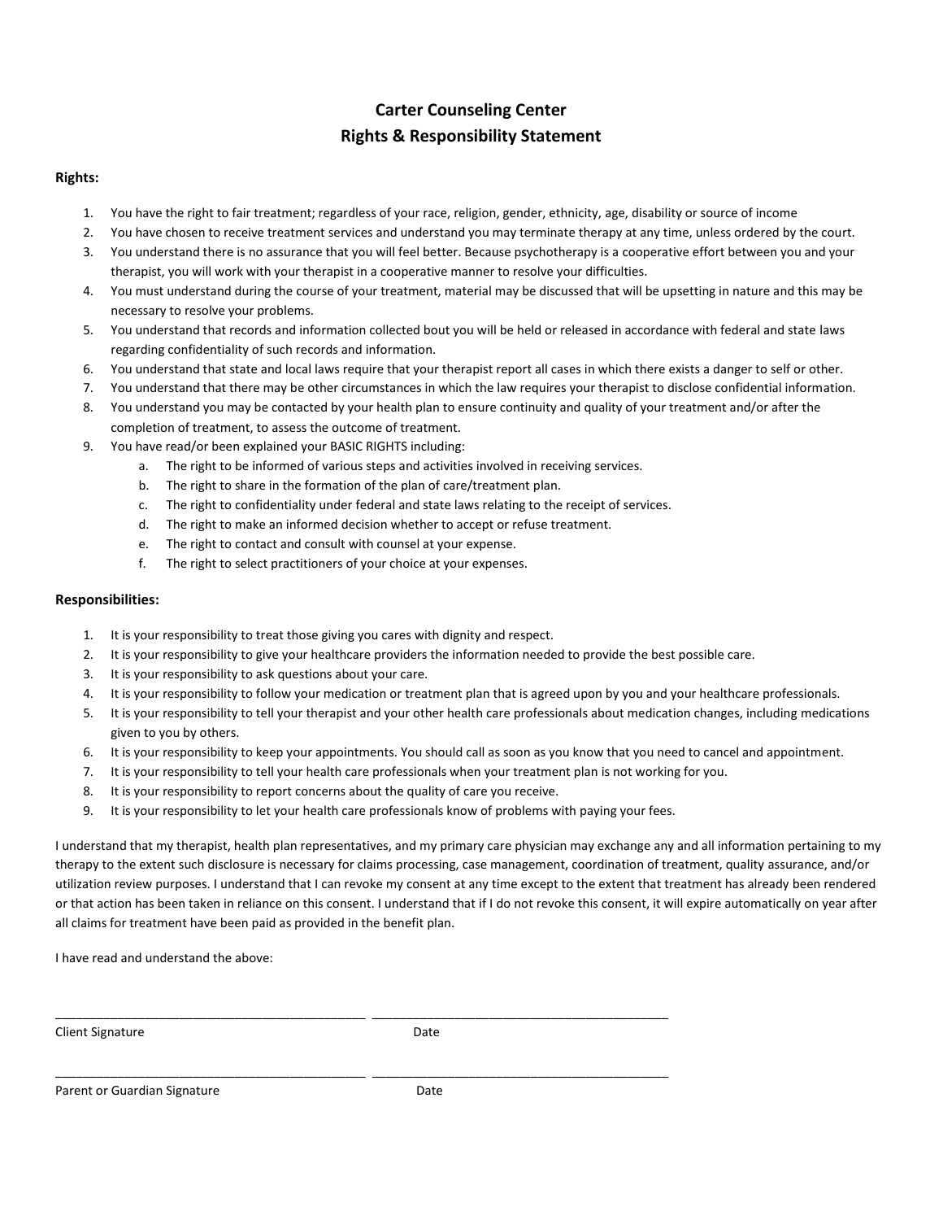# Carter Counseling Center
## Rights & Responsibility Statement

**Rights:**

1. You have the right to fair treatment; regardless of your race, religion, gender, ethnicity, age, disability or source of income
2. You have chosen to receive treatment services and understand you may terminate therapy at any time, unless ordered by the court.
3. You understand there is no assurance that you will feel better. Because psychotherapy is a cooperative effort between you and your therapist, you will work with your therapist in a cooperative manner to resolve your difficulties.
4. You must understand during the course of your treatment, material may be discussed that will be upsetting in nature and this may be necessary to resolve your problems.
5. You understand that records and information collected bout you will be held or released in accordance with federal and state laws regarding confidentiality of such records and information.
6. You understand that state and local laws require that your therapist report all cases in which there exists a danger to self or other.
7. You understand that there may be other circumstances in which the law requires your therapist to disclose confidential information.
8. You understand you may be contacted by your health plan to ensure continuity and quality of your treatment and/or after the completion of treatment, to assess the outcome of treatment.
9. You have read/or been explained your BASIC RIGHTS including:
   a. The right to be informed of various steps and activities involved in receiving services.
   b. The right to share in the formation of the plan of care/treatment plan.
   c. The right to confidentiality under federal and state laws relating to the receipt of services.
   d. The right to make an informed decision whether to accept or refuse treatment.
   e. The right to contact and consult with counsel at your expense.
   f. The right to select practitioners of your choice at your expenses.

**Responsibilities:**

1. It is your responsibility to treat those giving you cares with dignity and respect.
2. It is your responsibility to give your healthcare providers the information needed to provide the best possible care.
3. It is your responsibility to ask questions about your care.
4. It is your responsibility to follow your medication or treatment plan that is agreed upon by you and your healthcare professionals.
5. It is your responsibility to tell your therapist and your other health care professionals about medication changes, including medications given to you by others.
6. It is your responsibility to keep your appointments. You should call as soon as you know that you need to cancel and appointment.
7. It is your responsibility to tell your health care professionals when your treatment plan is not working for you.
8. It is your responsibility to report concerns about the quality of care you receive.
9. It is your responsibility to let your health care professionals know of problems with paying your fees.

I understand that my therapist, health plan representatives, and my primary care physician may exchange any and all information pertaining to my therapy to the extent such disclosure is necessary for claims processing, case management, coordination of treatment, quality assurance, and/or utilization review purposes. I understand that I can revoke my consent at any time except to the extent that treatment has already been rendered or that action has been taken in reliance on this consent. I understand that if I do not revoke this consent, it will expire automatically on year after all claims for treatment have been paid as provided in the benefit plan.

I have read and understand the above:

_____________________________________________ _____________________________________________

Client Signature Date

_____________________________________________ _____________________________________________

Parent or Guardian Signature Date